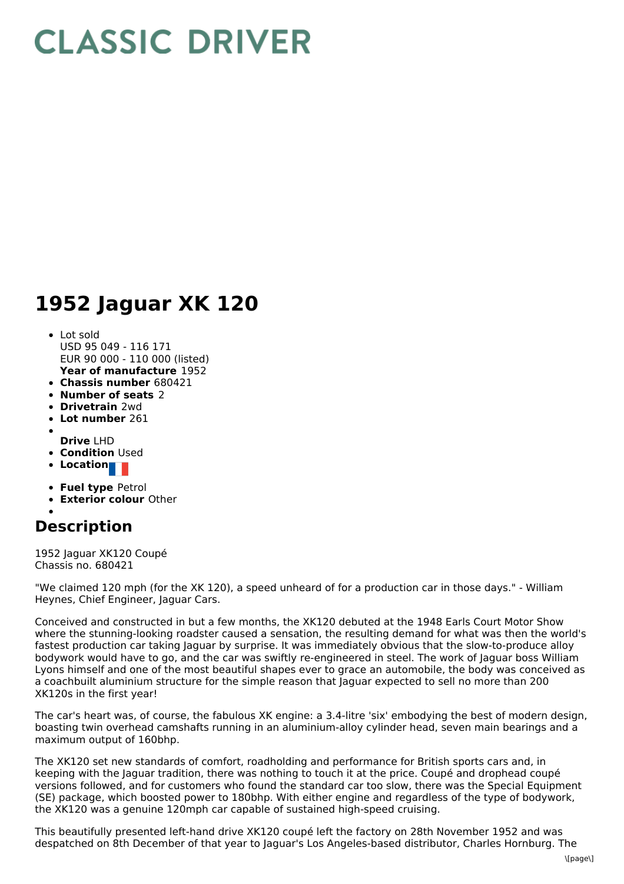# CLASSIC DRIVER

# 1952 Jaguar XK 120

- Lot sold
  USD 95 049 - 116 171
  EUR 90 000 - 110 000 (listed)
  **Year of manufacture** 1952
- **Chassis number** 680421
- **Number of seats** 2
- **Drivetrain** 2wd
- **Lot number** 261
- **Drive** LHD
- **Condition** Used
- **Location**
- **Fuel type** Petrol
- **Exterior colour** Other

## Description

1952 Jaguar XK120 Coupé
Chassis no. 680421

"We claimed 120 mph (for the XK 120), a speed unheard of for a production car in those days." - William Heynes, Chief Engineer, Jaguar Cars.

Conceived and constructed in but a few months, the XK120 debuted at the 1948 Earls Court Motor Show where the stunning-looking roadster caused a sensation, the resulting demand for what was then the world's fastest production car taking Jaguar by surprise. It was immediately obvious that the slow-to-produce alloy bodywork would have to go, and the car was swiftly re-engineered in steel. The work of Jaguar boss William Lyons himself and one of the most beautiful shapes ever to grace an automobile, the body was conceived as a coachbuilt aluminium structure for the simple reason that Jaguar expected to sell no more than 200 XK120s in the first year!

The car's heart was, of course, the fabulous XK engine: a 3.4-litre 'six' embodying the best of modern design, boasting twin overhead camshafts running in an aluminium-alloy cylinder head, seven main bearings and a maximum output of 160bhp.

The XK120 set new standards of comfort, roadholding and performance for British sports cars and, in keeping with the Jaguar tradition, there was nothing to touch it at the price. Coupé and drophead coupé versions followed, and for customers who found the standard car too slow, there was the Special Equipment (SE) package, which boosted power to 180bhp. With either engine and regardless of the type of bodywork, the XK120 was a genuine 120mph car capable of sustained high-speed cruising.

This beautifully presented left-hand drive XK120 coupé left the factory on 28th November 1952 and was despatched on 8th December of that year to Jaguar's Los Angeles-based distributor, Charles Hornburg. The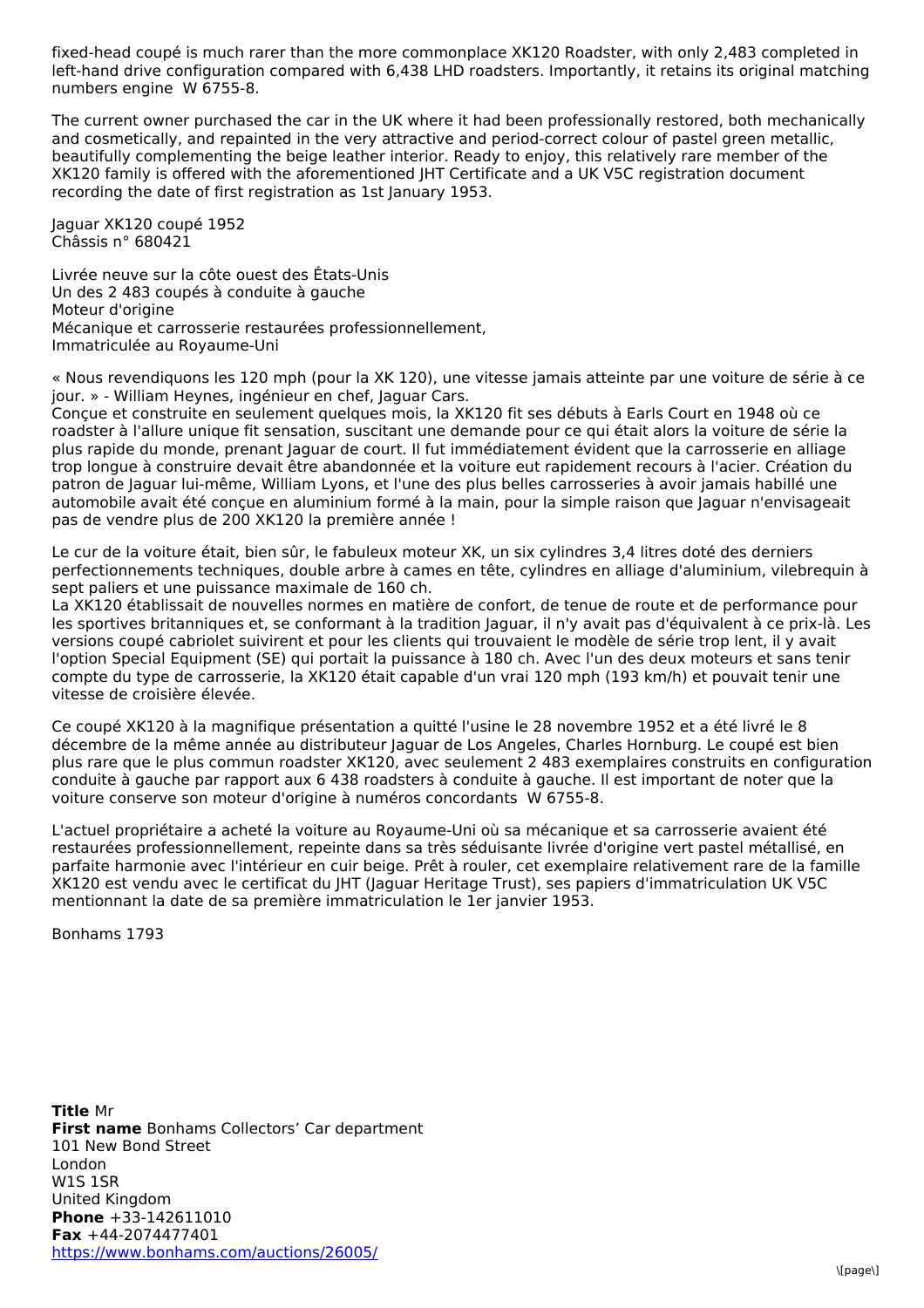fixed-head coupé is much rarer than the more commonplace XK120 Roadster, with only 2,483 completed in left-hand drive configuration compared with 6,438 LHD roadsters. Importantly, it retains its original matching numbers engine  W 6755-8.

The current owner purchased the car in the UK where it had been professionally restored, both mechanically and cosmetically, and repainted in the very attractive and period-correct colour of pastel green metallic, beautifully complementing the beige leather interior. Ready to enjoy, this relatively rare member of the XK120 family is offered with the aforementioned JHT Certificate and a UK V5C registration document recording the date of first registration as 1st January 1953.

Jaguar XK120 coupé 1952
Châssis n° 680421

Livrée neuve sur la côte ouest des États-Unis
Un des 2 483 coupés à conduite à gauche
Moteur d'origine
Mécanique et carrosserie restaurées professionnellement,
Immatriculée au Royaume-Uni

« Nous revendiquons les 120 mph (pour la XK 120), une vitesse jamais atteinte par une voiture de série à ce jour. » - William Heynes, ingénieur en chef, Jaguar Cars.
Conçue et construite en seulement quelques mois, la XK120 fit ses débuts à Earls Court en 1948 où ce roadster à l'allure unique fit sensation, suscitant une demande pour ce qui était alors la voiture de série la plus rapide du monde, prenant Jaguar de court. Il fut immédiatement évident que la carrosserie en alliage trop longue à construire devait être abandonnée et la voiture eut rapidement recours à l'acier. Création du patron de Jaguar lui-même, William Lyons, et l'une des plus belles carrosseries à avoir jamais habillé une automobile avait été conçue en aluminium formé à la main, pour la simple raison que Jaguar n'envisageait pas de vendre plus de 200 XK120 la première année !

Le cur de la voiture était, bien sûr, le fabuleux moteur XK, un six cylindres 3,4 litres doté des derniers perfectionnements techniques, double arbre à cames en tête, cylindres en alliage d'aluminium, vilebrequin à sept paliers et une puissance maximale de 160 ch.
La XK120 établissait de nouvelles normes en matière de confort, de tenue de route et de performance pour les sportives britanniques et, se conformant à la tradition Jaguar, il n'y avait pas d'équivalent à ce prix-là. Les versions coupé cabriolet suivirent et pour les clients qui trouvaient le modèle de série trop lent, il y avait l'option Special Equipment (SE) qui portait la puissance à 180 ch. Avec l'un des deux moteurs et sans tenir compte du type de carrosserie, la XK120 était capable d'un vrai 120 mph (193 km/h) et pouvait tenir une vitesse de croisière élevée.

Ce coupé XK120 à la magnifique présentation a quitté l'usine le 28 novembre 1952 et a été livré le 8 décembre de la même année au distributeur Jaguar de Los Angeles, Charles Hornburg. Le coupé est bien plus rare que le plus commun roadster XK120, avec seulement 2 483 exemplaires construits en configuration conduite à gauche par rapport aux 6 438 roadsters à conduite à gauche. Il est important de noter que la voiture conserve son moteur d'origine à numéros concordants  W 6755-8.

L'actuel propriétaire a acheté la voiture au Royaume-Uni où sa mécanique et sa carrosserie avaient été restaurées professionnellement, repeinte dans sa très séduisante livrée d'origine vert pastel métallisé, en parfaite harmonie avec l'intérieur en cuir beige. Prêt à rouler, cet exemplaire relativement rare de la famille XK120 est vendu avec le certificat du JHT (Jaguar Heritage Trust), ses papiers d'immatriculation UK V5C mentionnant la date de sa première immatriculation le 1er janvier 1953.

Bonhams 1793

**Title** Mr
**First name** Bonhams Collectors' Car department
101 New Bond Street
London
W1S 1SR
United Kingdom
**Phone** +33-142611010
**Fax** +44-2074477401
https://www.bonhams.com/auctions/26005/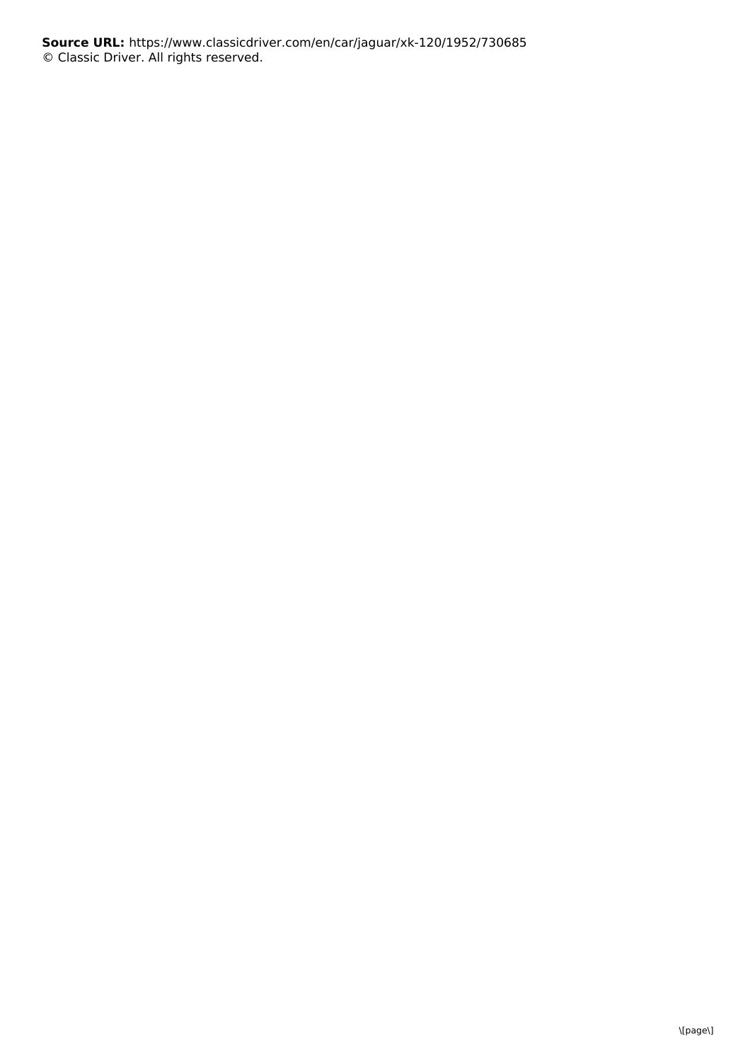**Source URL:** https://www.classicdriver.com/en/car/jaguar/xk-120/1952/730685
© Classic Driver. All rights reserved.